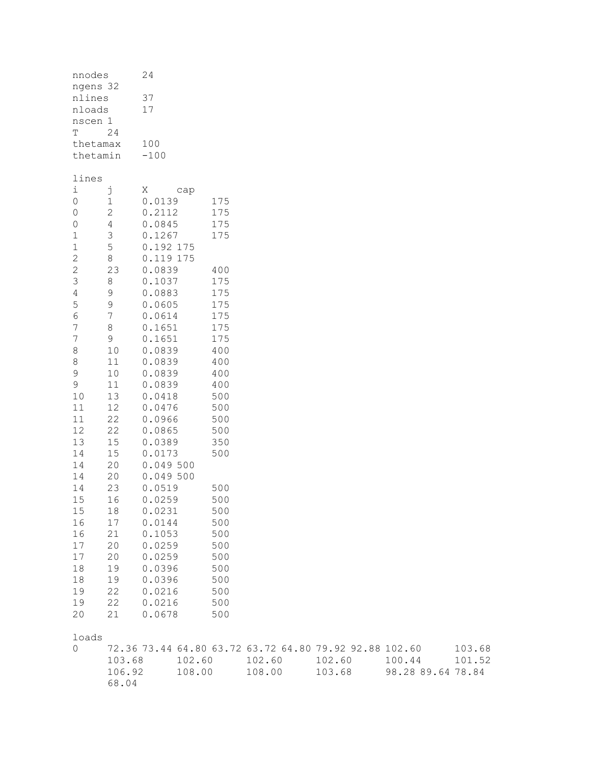```
nnodes      24
ngens 32
nlines      37
nloads      17
nscen 1
T     24
thetamax    100
thetamin    -100

lines
i     j     X     cap
0     1     0.0139      175
0     2     0.2112      175
0     4     0.0845      175
1     3     0.1267      175
1     5     0.192 175
2     8     0.119 175
2     23    0.0839      400
3     8     0.1037      175
4     9     0.0883      175
5     9     0.0605      175
6     7     0.0614      175
7     8     0.1651      175
7     9     0.1651      175
8     10    0.0839      400
8     11    0.0839      400
9     10    0.0839      400
9     11    0.0839      400
10    13    0.0418      500
11    12    0.0476      500
11    22    0.0966      500
12    22    0.0865      500
13    15    0.0389      350
14    15    0.0173      500
14    20    0.049 500
14    20    0.049 500
14    23    0.0519      500
15    16    0.0259      500
15    18    0.0231      500
16    17    0.0144      500
16    21    0.1053      500
17    20    0.0259      500
17    20    0.0259      500
18    19    0.0396      500
18    19    0.0396      500
19    22    0.0216      500
19    22    0.0216      500
20    21    0.0678      500

loads
0     72.36 73.44 64.80 63.72 63.72 64.80 79.92 92.88 102.60      103.68
      103.68      102.60      102.60      102.60      100.44      101.52
      106.92      108.00      108.00      103.68      98.28 89.64 78.84
      68.04
```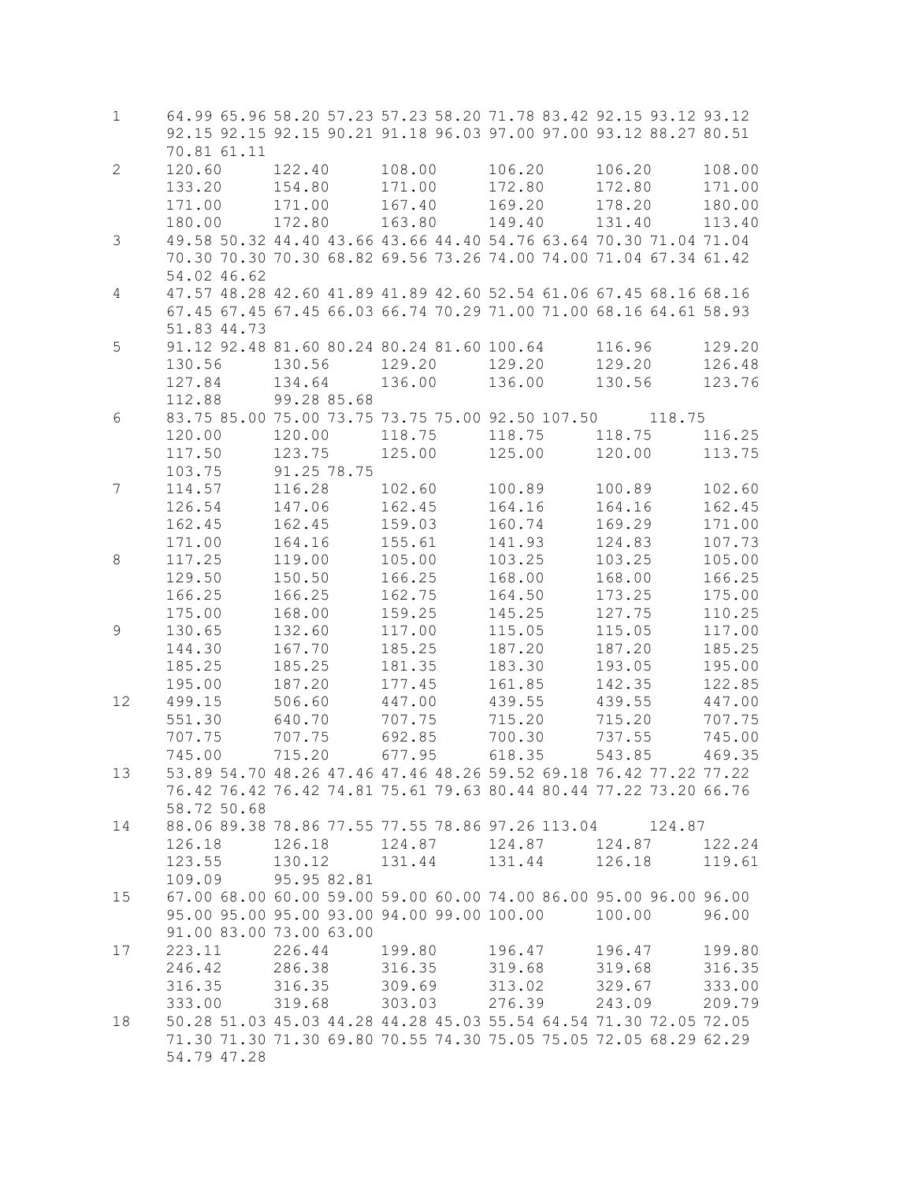```
1     64.99 65.96 58.20 57.23 57.23 58.20 71.78 83.42 92.15 93.12 93.12
      92.15 92.15 92.15 90.21 91.18 96.03 97.00 97.00 93.12 88.27 80.51
      70.81 61.11
2     120.60      122.40      108.00      106.20      106.20      108.00
      133.20      154.80      171.00      172.80      172.80      171.00
      171.00      171.00      167.40      169.20      178.20      180.00
      180.00      172.80      163.80      149.40      131.40      113.40
3     49.58 50.32 44.40 43.66 43.66 44.40 54.76 63.64 70.30 71.04 71.04
      70.30 70.30 70.30 68.82 69.56 73.26 74.00 74.00 71.04 67.34 61.42
      54.02 46.62
4     47.57 48.28 42.60 41.89 41.89 42.60 52.54 61.06 67.45 68.16 68.16
      67.45 67.45 67.45 66.03 66.74 70.29 71.00 71.00 68.16 64.61 58.93
      51.83 44.73
5     91.12 92.48 81.60 80.24 80.24 81.60 100.64      116.96      129.20
      130.56      130.56      129.20      129.20      129.20      126.48
      127.84      134.64      136.00      136.00      130.56      123.76
      112.88      99.28 85.68
6     83.75 85.00 75.00 73.75 73.75 75.00 92.50 107.50      118.75
      120.00      120.00      118.75      118.75      118.75      116.25
      117.50      123.75      125.00      125.00      120.00      113.75
      103.75      91.25 78.75
7     114.57      116.28      102.60      100.89      100.89      102.60
      126.54      147.06      162.45      164.16      164.16      162.45
      162.45      162.45      159.03      160.74      169.29      171.00
      171.00      164.16      155.61      141.93      124.83      107.73
8     117.25      119.00      105.00      103.25      103.25      105.00
      129.50      150.50      166.25      168.00      168.00      166.25
      166.25      166.25      162.75      164.50      173.25      175.00
      175.00      168.00      159.25      145.25      127.75      110.25
9     130.65      132.60      117.00      115.05      115.05      117.00
      144.30      167.70      185.25      187.20      187.20      185.25
      185.25      185.25      181.35      183.30      193.05      195.00
      195.00      187.20      177.45      161.85      142.35      122.85
12    499.15      506.60      447.00      439.55      439.55      447.00
      551.30      640.70      707.75      715.20      715.20      707.75
      707.75      707.75      692.85      700.30      737.55      745.00
      745.00      715.20      677.95      618.35      543.85      469.35
13    53.89 54.70 48.26 47.46 47.46 48.26 59.52 69.18 76.42 77.22 77.22
      76.42 76.42 76.42 74.81 75.61 79.63 80.44 80.44 77.22 73.20 66.76
      58.72 50.68
14    88.06 89.38 78.86 77.55 77.55 78.86 97.26 113.04      124.87
      126.18      126.18      124.87      124.87      124.87      122.24
      123.55      130.12      131.44      131.44      126.18      119.61
      109.09      95.95 82.81
15    67.00 68.00 60.00 59.00 59.00 60.00 74.00 86.00 95.00 96.00 96.00
      95.00 95.00 95.00 93.00 94.00 99.00 100.00      100.00      96.00
      91.00 83.00 73.00 63.00
17    223.11      226.44      199.80      196.47      196.47      199.80
      246.42      286.38      316.35      319.68      319.68      316.35
      316.35      316.35      309.69      313.02      329.67      333.00
      333.00      319.68      303.03      276.39      243.09      209.79
18    50.28 51.03 45.03 44.28 44.28 45.03 55.54 64.54 71.30 72.05 72.05
      71.30 71.30 71.30 69.80 70.55 74.30 75.05 75.05 72.05 68.29 62.29
      54.79 47.28
```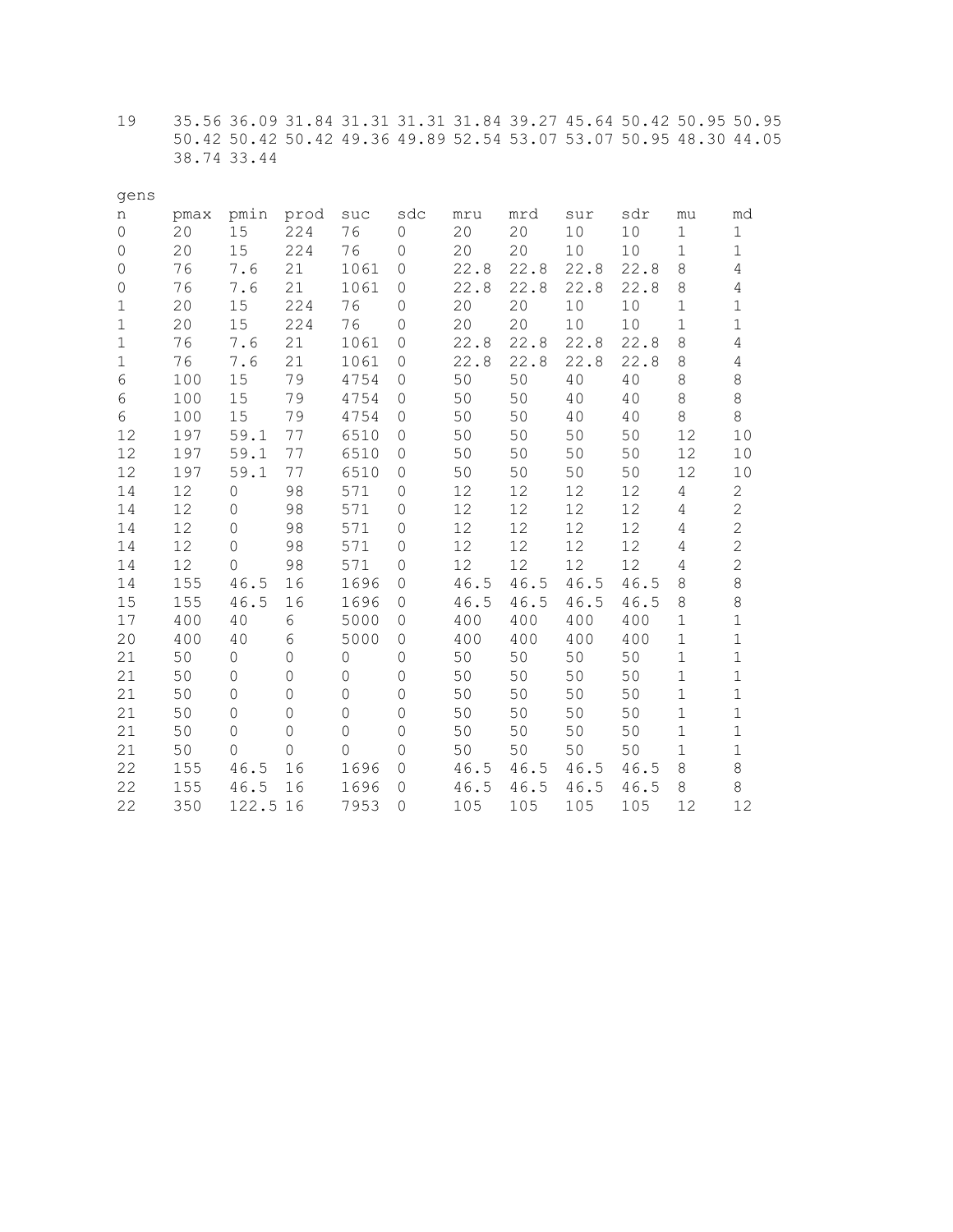19 35.56 36.09 31.84 31.31 31.31 31.84 39.27 45.64 50.42 50.95 50.95 50.42 50.42 50.42 49.36 49.89 52.54 53.07 53.07 50.95 48.30 44.05 38.74 33.44

gens

| n | pmax | pmin | prod | suc | sdc | mru | mrd | sur | sdr | mu | md |
|---|---|---|---|---|---|---|---|---|---|---|---|
| 0 | 20 | 15 | 224 | 76 | 0 | 20 | 20 | 10 | 10 | 1 | 1 |
| 0 | 20 | 15 | 224 | 76 | 0 | 20 | 20 | 10 | 10 | 1 | 1 |
| 0 | 76 | 7.6 | 21 | 1061 | 0 | 22.8 | 22.8 | 22.8 | 22.8 | 8 | 4 |
| 0 | 76 | 7.6 | 21 | 1061 | 0 | 22.8 | 22.8 | 22.8 | 22.8 | 8 | 4 |
| 1 | 20 | 15 | 224 | 76 | 0 | 20 | 20 | 10 | 10 | 1 | 1 |
| 1 | 20 | 15 | 224 | 76 | 0 | 20 | 20 | 10 | 10 | 1 | 1 |
| 1 | 76 | 7.6 | 21 | 1061 | 0 | 22.8 | 22.8 | 22.8 | 22.8 | 8 | 4 |
| 1 | 76 | 7.6 | 21 | 1061 | 0 | 22.8 | 22.8 | 22.8 | 22.8 | 8 | 4 |
| 6 | 100 | 15 | 79 | 4754 | 0 | 50 | 50 | 40 | 40 | 8 | 8 |
| 6 | 100 | 15 | 79 | 4754 | 0 | 50 | 50 | 40 | 40 | 8 | 8 |
| 6 | 100 | 15 | 79 | 4754 | 0 | 50 | 50 | 40 | 40 | 8 | 8 |
| 12 | 197 | 59.1 | 77 | 6510 | 0 | 50 | 50 | 50 | 50 | 12 | 10 |
| 12 | 197 | 59.1 | 77 | 6510 | 0 | 50 | 50 | 50 | 50 | 12 | 10 |
| 12 | 197 | 59.1 | 77 | 6510 | 0 | 50 | 50 | 50 | 50 | 12 | 10 |
| 14 | 12 | 0 | 98 | 571 | 0 | 12 | 12 | 12 | 12 | 4 | 2 |
| 14 | 12 | 0 | 98 | 571 | 0 | 12 | 12 | 12 | 12 | 4 | 2 |
| 14 | 12 | 0 | 98 | 571 | 0 | 12 | 12 | 12 | 12 | 4 | 2 |
| 14 | 12 | 0 | 98 | 571 | 0 | 12 | 12 | 12 | 12 | 4 | 2 |
| 14 | 12 | 0 | 98 | 571 | 0 | 12 | 12 | 12 | 12 | 4 | 2 |
| 14 | 155 | 46.5 | 16 | 1696 | 0 | 46.5 | 46.5 | 46.5 | 46.5 | 8 | 8 |
| 15 | 155 | 46.5 | 16 | 1696 | 0 | 46.5 | 46.5 | 46.5 | 46.5 | 8 | 8 |
| 17 | 400 | 40 | 6 | 5000 | 0 | 400 | 400 | 400 | 400 | 1 | 1 |
| 20 | 400 | 40 | 6 | 5000 | 0 | 400 | 400 | 400 | 400 | 1 | 1 |
| 21 | 50 | 0 | 0 | 0 | 0 | 50 | 50 | 50 | 50 | 1 | 1 |
| 21 | 50 | 0 | 0 | 0 | 0 | 50 | 50 | 50 | 50 | 1 | 1 |
| 21 | 50 | 0 | 0 | 0 | 0 | 50 | 50 | 50 | 50 | 1 | 1 |
| 21 | 50 | 0 | 0 | 0 | 0 | 50 | 50 | 50 | 50 | 1 | 1 |
| 21 | 50 | 0 | 0 | 0 | 0 | 50 | 50 | 50 | 50 | 1 | 1 |
| 21 | 50 | 0 | 0 | 0 | 0 | 50 | 50 | 50 | 50 | 1 | 1 |
| 22 | 155 | 46.5 | 16 | 1696 | 0 | 46.5 | 46.5 | 46.5 | 46.5 | 8 | 8 |
| 22 | 155 | 46.5 | 16 | 1696 | 0 | 46.5 | 46.5 | 46.5 | 46.5 | 8 | 8 |
| 22 | 350 | 122.5 | 16 | 7953 | 0 | 105 | 105 | 105 | 105 | 12 | 12 |